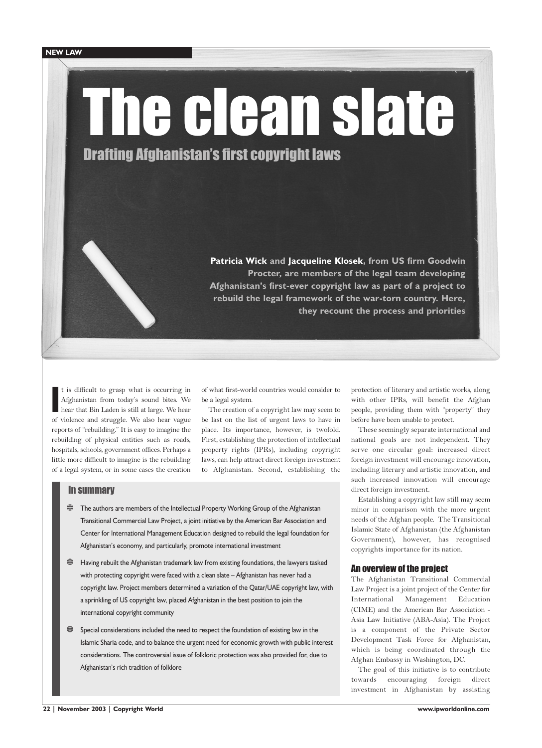NEW LAW

# The clean slate

## Drafting Afghanistan's first copyright laws

**Patricia Wick and Jacqueline Klosek, from US firm Goodwin Procter, are members of the legal team developing Afghanistan's first-ever copyright law as part of a project to rebuild the legal framework of the war-torn country. Here, they recount the process and priorities**

It is difficult to grasp what is occurring in Afghanistan from today's sound bites. We hear that Bin Laden is still at large. We hear of violence and struggle. We also hear vague reports of "rebuilding." It is easy to imagine the rebuilding of physical entities such as roads, hospitals, schools, government offices. Perhaps a little more difficult to imagine is the rebuilding of a legal system, or in some cases the creation of what first-world countries would consider to be a legal system.

The creation of a copyright law may seem to be last on the list of urgent laws to have in place. Its importance, however, is twofold. First, establishing the protection of intellectual property rights (IPRs), including copyright laws, can help attract direct foreign investment to Afghanistan. Second, establishing the protection of literary and artistic works, along with other IPRs, will benefit the Afghan people, providing them with "property" they before have been unable to protect.

These seemingly separate international and national goals are not independent. They serve one circular goal: increased direct foreign investment will encourage innovation, including literary and artistic innovation, and such increased innovation will encourage direct foreign investment.

Establishing a copyright law still may seem minor in comparison with the more urgent needs of the Afghan people. The Transitional Islamic State of Afghanistan (the Afghanistan Government), however, has recognised copyrights importance for its nation.

### In summary

- The authors are members of the Intellectual Property Working Group of the Afghanistan Transitional Commercial Law Project, a joint initiative by the American Bar Association and Center for International Management Education designed to rebuild the legal foundation for Afghanistan's economy, and particularly, promote international investment
- Having rebuilt the Afghanistan trademark law from existing foundations, the lawyers tasked with protecting copyright were faced with a clean slate – Afghanistan has never had a copyright law. Project members determined a variation of the Qatar/UAE copyright law, with a sprinkling of US copyright law, placed Afghanistan in the best position to join the international copyright community
- Special considerations included the need to respect the foundation of existing law in the Islamic Sharia code, and to balance the urgent need for economic growth with public interest considerations. The controversial issue of folkloric protection was also provided for, due to Afghanistan's rich tradition of folklore

### An overview of the project

The Afghanistan Transitional Commercial Law Project is a joint project of the Center for International Management Education (CIME) and the American Bar Association - Asia Law Initiative (ABA-Asia). The Project is a component of the Private Sector Development Task Force for Afghanistan, which is being coordinated through the Afghan Embassy in Washington, DC.

The goal of this initiative is to contribute towards encouraging foreign direct investment in Afghanistan by assisting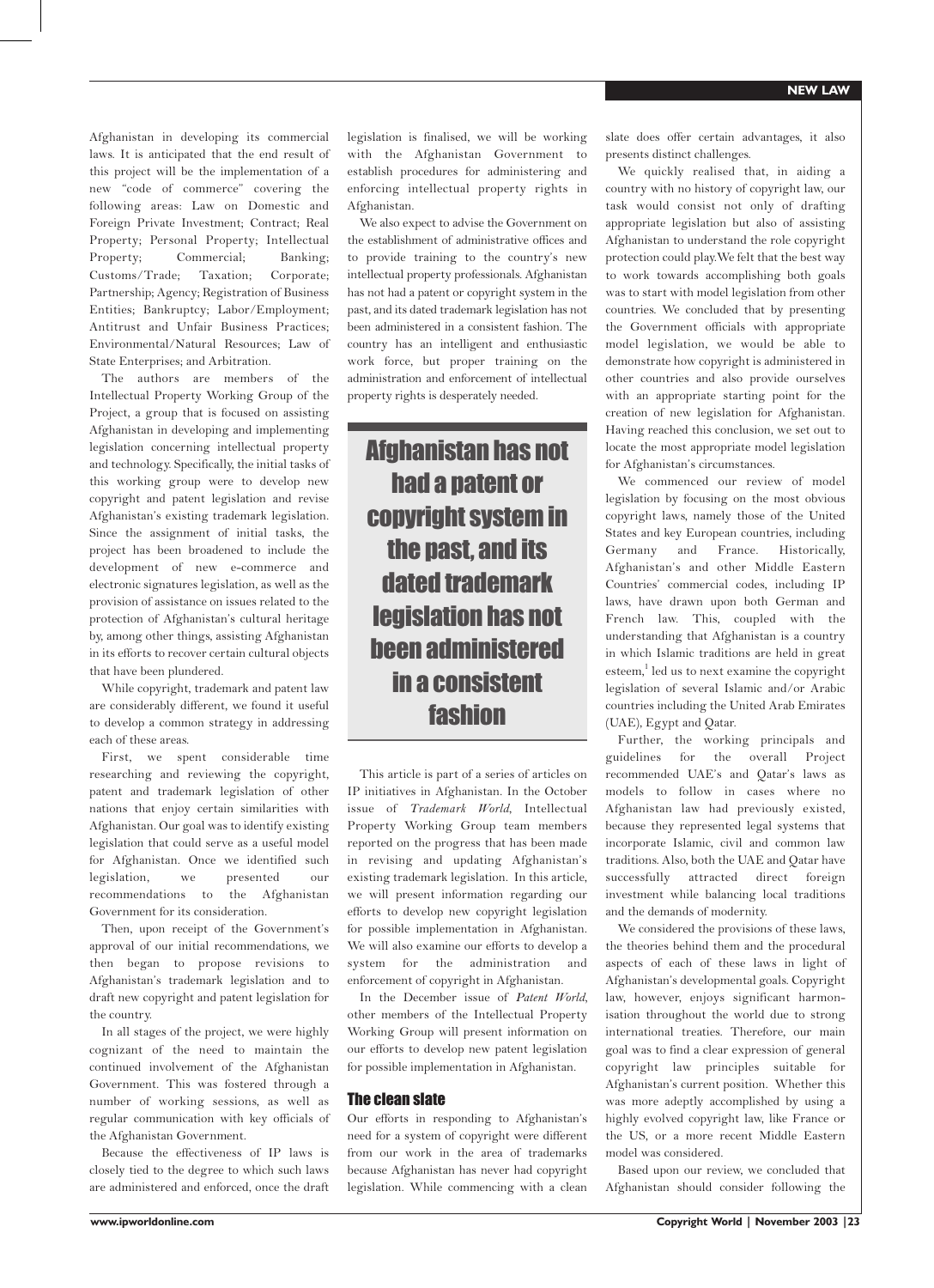Afghanistan in developing its commercial laws. It is anticipated that the end result of this project will be the implementation of a new "code of commerce" covering the following areas: Law on Domestic and Foreign Private Investment; Contract; Real Property; Personal Property; Intellectual Property; Commercial; Banking; Customs/Trade; Taxation; Corporate; Partnership; Agency; Registration of Business Entities; Bankruptcy; Labor/Employment; Antitrust and Unfair Business Practices; Environmental/Natural Resources; Law of State Enterprises; and Arbitration.

The authors are members of the Intellectual Property Working Group of the Project, a group that is focused on assisting Afghanistan in developing and implementing legislation concerning intellectual property and technology. Specifically, the initial tasks of this working group were to develop new copyright and patent legislation and revise Afghanistan's existing trademark legislation. Since the assignment of initial tasks, the project has been broadened to include the development of new e-commerce and electronic signatures legislation, as well as the provision of assistance on issues related to the protection of Afghanistan's cultural heritage by, among other things, assisting Afghanistan in its efforts to recover certain cultural objects that have been plundered.

While copyright, trademark and patent law are considerably different, we found it useful to develop a common strategy in addressing each of these areas.

First, we spent considerable time researching and reviewing the copyright, patent and trademark legislation of other nations that enjoy certain similarities with Afghanistan. Our goal was to identify existing legislation that could serve as a useful model for Afghanistan. Once we identified such legislation, we presented our recommendations to the Afghanistan Government for its consideration.

Then, upon receipt of the Government's approval of our initial recommendations, we then began to propose revisions to Afghanistan's trademark legislation and to draft new copyright and patent legislation for the country.

In all stages of the project, we were highly cognizant of the need to maintain the continued involvement of the Afghanistan Government. This was fostered through a number of working sessions, as well as regular communication with key officials of the Afghanistan Government.

Because the effectiveness of IP laws is closely tied to the degree to which such laws are administered and enforced, once the draft legislation is finalised, we will be working with the Afghanistan Government to establish procedures for administering and enforcing intellectual property rights in Afghanistan.

We also expect to advise the Government on the establishment of administrative offices and to provide training to the country's new intellectual property professionals. Afghanistan has not had a patent or copyright system in the past, and its dated trademark legislation has not been administered in a consistent fashion. The country has an intelligent and enthusiastic work force, but proper training on the administration and enforcement of intellectual property rights is desperately needed.

> **Afghanistan has not had a patent or copyright system in the past, and its dated trademark legislation has not been administered in a consistent fashion**

This article is part of a series of articles on IP initiatives in Afghanistan. In the October issue of *Trademark World*, Intellectual Property Working Group team members reported on the progress that has been made in revising and updating Afghanistan's existing trademark legislation. In this article, we will present information regarding our efforts to develop new copyright legislation for possible implementation in Afghanistan. We will also examine our efforts to develop a system for the administration and enforcement of copyright in Afghanistan.

In the December issue of *Patent World*, other members of the Intellectual Property Working Group will present information on our efforts to develop new patent legislation for possible implementation in Afghanistan.

## The clean slate

Our efforts in responding to Afghanistan's need for a system of copyright were different from our work in the area of trademarks because Afghanistan has never had copyright legislation. While commencing with a clean slate does offer certain advantages, it also presents distinct challenges.

We quickly realised that, in aiding a country with no history of copyright law, our task would consist not only of drafting appropriate legislation but also of assisting Afghanistan to understand the role copyright protection could play. We felt that the best way to work towards accomplishing both goals was to start with model legislation from other countries. We concluded that by presenting the Government officials with appropriate model legislation, we would be able to demonstrate how copyright is administered in other countries and also provide ourselves with an appropriate starting point for the creation of new legislation for Afghanistan. Having reached this conclusion, we set out to locate the most appropriate model legislation for Afghanistan's circumstances.

We commenced our review of model legislation by focusing on the most obvious copyright laws, namely those of the United States and key European countries, including Germany and France. Historically, Afghanistan's and other Middle Eastern Countries' commercial codes, including IP laws, have drawn upon both German and French law. This, coupled with the understanding that Afghanistan is a country in which Islamic traditions are held in great esteem,[1] led us to next examine the copyright legislation of several Islamic and/or Arabic countries including the United Arab Emirates (UAE), Egypt and Qatar.

Further, the working principals and guidelines for the overall Project recommended UAE's and Qatar's laws as models to follow in cases where no Afghanistan law had previously existed, because they represented legal systems that incorporate Islamic, civil and common law traditions. Also, both the UAE and Qatar have successfully attracted direct foreign investment while balancing local traditions and the demands of modernity.

We considered the provisions of these laws, the theories behind them and the procedural aspects of each of these laws in light of Afghanistan's developmental goals. Copyright law, however, enjoys significant harmonisation throughout the world due to strong international treaties. Therefore, our main goal was to find a clear expression of general copyright law principles suitable for Afghanistan's current position. Whether this was more adeptly accomplished by using a highly evolved copyright law, like France or the US, or a more recent Middle Eastern model was considered.

Based upon our review, we concluded that Afghanistan should consider following the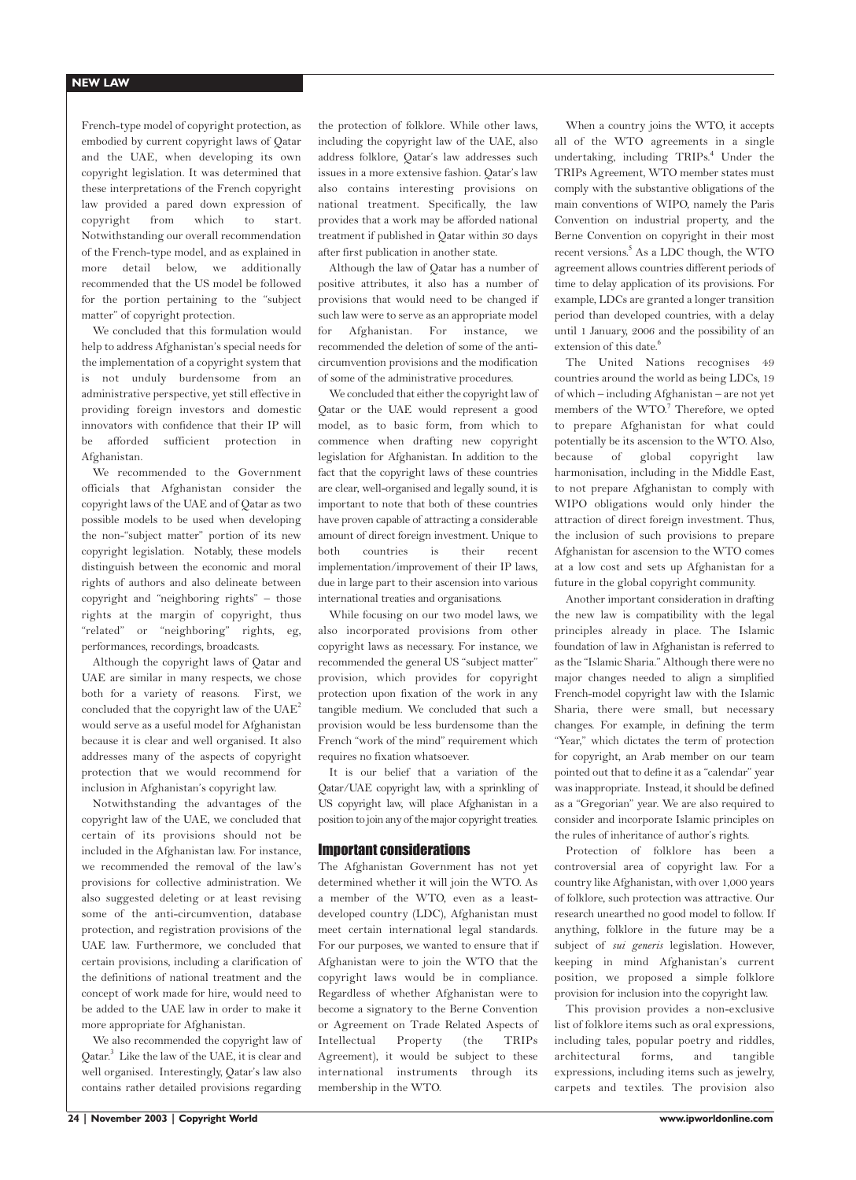French-type model of copyright protection, as embodied by current copyright laws of Qatar and the UAE, when developing its own copyright legislation. It was determined that these interpretations of the French copyright law provided a pared down expression of copyright from which to start. Notwithstanding our overall recommendation of the French-type model, and as explained in more detail below, we additionally recommended that the US model be followed for the portion pertaining to the "subject matter" of copyright protection.

We concluded that this formulation would help to address Afghanistan's special needs for the implementation of a copyright system that is not unduly burdensome from an administrative perspective, yet still effective in providing foreign investors and domestic innovators with confidence that their IP will be afforded sufficient protection in Afghanistan.

We recommended to the Government officials that Afghanistan consider the copyright laws of the UAE and of Qatar as two possible models to be used when developing the non-"subject matter" portion of its new copyright legislation. Notably, these models distinguish between the economic and moral rights of authors and also delineate between copyright and "neighboring rights" – those rights at the margin of copyright, thus "related" or "neighboring" rights, eg, performances, recordings, broadcasts.

Although the copyright laws of Qatar and UAE are similar in many respects, we chose both for a variety of reasons. First, we concluded that the copyright law of the UAE[2] would serve as a useful model for Afghanistan because it is clear and well organised. It also addresses many of the aspects of copyright protection that we would recommend for inclusion in Afghanistan's copyright law.

Notwithstanding the advantages of the copyright law of the UAE, we concluded that certain of its provisions should not be included in the Afghanistan law. For instance, we recommended the removal of the law's provisions for collective administration. We also suggested deleting or at least revising some of the anti-circumvention, database protection, and registration provisions of the UAE law. Furthermore, we concluded that certain provisions, including a clarification of the definitions of national treatment and the concept of work made for hire, would need to be added to the UAE law in order to make it more appropriate for Afghanistan.

We also recommended the copyright law of Qatar.[3] Like the law of the UAE, it is clear and well organised. Interestingly, Qatar's law also contains rather detailed provisions regarding the protection of folklore. While other laws, including the copyright law of the UAE, also address folklore, Qatar's law addresses such issues in a more extensive fashion. Qatar's law also contains interesting provisions on national treatment. Specifically, the law provides that a work may be afforded national treatment if published in Qatar within 30 days after first publication in another state.

Although the law of Qatar has a number of positive attributes, it also has a number of provisions that would need to be changed if such law were to serve as an appropriate model for Afghanistan. For instance, we recommended the deletion of some of the anti-circumvention provisions and the modification of some of the administrative procedures.

We concluded that either the copyright law of Qatar or the UAE would represent a good model, as to basic form, from which to commence when drafting new copyright legislation for Afghanistan. In addition to the fact that the copyright laws of these countries are clear, well-organised and legally sound, it is important to note that both of these countries have proven capable of attracting a considerable amount of direct foreign investment. Unique to both countries is their recent implementation/improvement of their IP laws, due in large part to their ascension into various international treaties and organisations.

While focusing on our two model laws, we also incorporated provisions from other copyright laws as necessary. For instance, we recommended the general US "subject matter" provision, which provides for copyright protection upon fixation of the work in any tangible medium. We concluded that such a provision would be less burdensome than the French "work of the mind" requirement which requires no fixation whatsoever.

It is our belief that a variation of the Qatar/UAE copyright law, with a sprinkling of US copyright law, will place Afghanistan in a position to join any of the major copyright treaties.

## Important considerations

The Afghanistan Government has not yet determined whether it will join the WTO. As a member of the WTO, even as a least-developed country (LDC), Afghanistan must meet certain international legal standards. For our purposes, we wanted to ensure that if Afghanistan were to join the WTO that the copyright laws would be in compliance. Regardless of whether Afghanistan were to become a signatory to the Berne Convention or Agreement on Trade Related Aspects of Intellectual Property (the TRIPs Agreement), it would be subject to these international instruments through its membership in the WTO.

When a country joins the WTO, it accepts all of the WTO agreements in a single undertaking, including TRIPs.[4] Under the TRIPs Agreement, WTO member states must comply with the substantive obligations of the main conventions of WIPO, namely the Paris Convention on industrial property, and the Berne Convention on copyright in their most recent versions.[5] As a LDC though, the WTO agreement allows countries different periods of time to delay application of its provisions. For example, LDCs are granted a longer transition period than developed countries, with a delay until 1 January, 2006 and the possibility of an extension of this date.[6]

The United Nations recognises 49 countries around the world as being LDCs, 19 of which – including Afghanistan – are not yet members of the WTO.[7] Therefore, we opted to prepare Afghanistan for what could potentially be its ascension to the WTO. Also, because of global copyright law harmonisation, including in the Middle East, to not prepare Afghanistan to comply with WIPO obligations would only hinder the attraction of direct foreign investment. Thus, the inclusion of such provisions to prepare Afghanistan for ascension to the WTO comes at a low cost and sets up Afghanistan for a future in the global copyright community.

Another important consideration in drafting the new law is compatibility with the legal principles already in place. The Islamic foundation of law in Afghanistan is referred to as the "Islamic Sharia." Although there were no major changes needed to align a simplified French-model copyright law with the Islamic Sharia, there were small, but necessary changes. For example, in defining the term "Year," which dictates the term of protection for copyright, an Arab member on our team pointed out that to define it as a "calendar" year was inappropriate. Instead, it should be defined as a "Gregorian" year. We are also required to consider and incorporate Islamic principles on the rules of inheritance of author's rights.

Protection of folklore has been a controversial area of copyright law. For a country like Afghanistan, with over 1,000 years of folklore, such protection was attractive. Our research unearthed no good model to follow. If anything, folklore in the future may be a subject of *sui generis* legislation. However, keeping in mind Afghanistan's current position, we proposed a simple folklore provision for inclusion into the copyright law.

This provision provides a non-exclusive list of folklore items such as oral expressions, including tales, popular poetry and riddles, architectural forms, and tangible expressions, including items such as jewelry, carpets and textiles. The provision also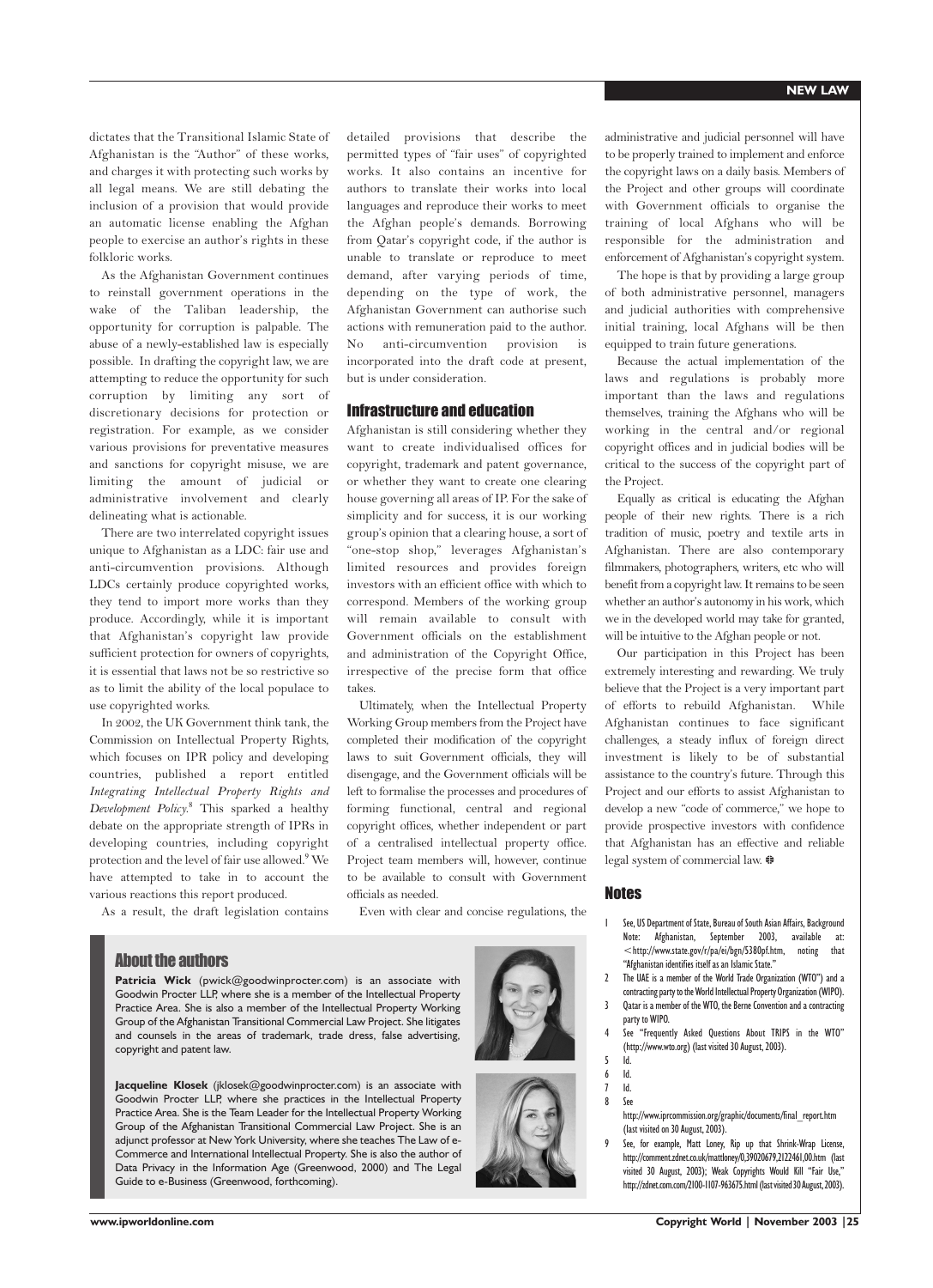dictates that the Transitional Islamic State of Afghanistan is the "Author" of these works, and charges it with protecting such works by all legal means. We are still debating the inclusion of a provision that would provide an automatic license enabling the Afghan people to exercise an author's rights in these folkloric works.

As the Afghanistan Government continues to reinstall government operations in the wake of the Taliban leadership, the opportunity for corruption is palpable. The abuse of a newly-established law is especially possible. In drafting the copyright law, we are attempting to reduce the opportunity for such corruption by limiting any sort of discretionary decisions for protection or registration. For example, as we consider various provisions for preventative measures and sanctions for copyright misuse, we are limiting the amount of judicial or administrative involvement and clearly delineating what is actionable.

There are two interrelated copyright issues unique to Afghanistan as a LDC: fair use and anti-circumvention provisions. Although LDCs certainly produce copyrighted works, they tend to import more works than they produce. Accordingly, while it is important that Afghanistan's copyright law provide sufficient protection for owners of copyrights, it is essential that laws not be so restrictive so as to limit the ability of the local populace to use copyrighted works.

In 2002, the UK Government think tank, the Commission on Intellectual Property Rights, which focuses on IPR policy and developing countries, published a report entitled *Integrating Intellectual Property Rights and Development Policy*.[8] This sparked a healthy debate on the appropriate strength of IPRs in developing countries, including copyright protection and the level of fair use allowed.[9] We have attempted to take in to account the various reactions this report produced.

As a result, the draft legislation contains detailed provisions that describe the permitted types of "fair uses" of copyrighted works. It also contains an incentive for authors to translate their works into local languages and reproduce their works to meet the Afghan people's demands. Borrowing from Qatar's copyright code, if the author is unable to translate or reproduce to meet demand, after varying periods of time, depending on the type of work, the Afghanistan Government can authorise such actions with remuneration paid to the author. No anti-circumvention provision is incorporated into the draft code at present, but is under consideration.

## Infrastructure and education

Afghanistan is still considering whether they want to create individualised offices for copyright, trademark and patent governance, or whether they want to create one clearing house governing all areas of IP. For the sake of simplicity and for success, it is our working group's opinion that a clearing house, a sort of "one-stop shop," leverages Afghanistan's limited resources and provides foreign investors with an efficient office with which to correspond. Members of the working group will remain available to consult with Government officials on the establishment and administration of the Copyright Office, irrespective of the precise form that office takes.

Ultimately, when the Intellectual Property Working Group members from the Project have completed their modification of the copyright laws to suit Government officials, they will disengage, and the Government officials will be left to formalise the processes and procedures of forming functional, central and regional copyright offices, whether independent or part of a centralised intellectual property office. Project team members will, however, continue to be available to consult with Government officials as needed.

Even with clear and concise regulations, the administrative and judicial personnel will have to be properly trained to implement and enforce the copyright laws on a daily basis. Members of the Project and other groups will coordinate with Government officials to organise the training of local Afghans who will be responsible for the administration and enforcement of Afghanistan's copyright system.

The hope is that by providing a large group of both administrative personnel, managers and judicial authorities with comprehensive initial training, local Afghans will be then equipped to train future generations.

Because the actual implementation of the laws and regulations is probably more important than the laws and regulations themselves, training the Afghans who will be working in the central and/or regional copyright offices and in judicial bodies will be critical to the success of the copyright part of the Project.

Equally as critical is educating the Afghan people of their new rights. There is a rich tradition of music, poetry and textile arts in Afghanistan. There are also contemporary filmmakers, photographers, writers, etc who will benefit from a copyright law. It remains to be seen whether an author's autonomy in his work, which we in the developed world may take for granted, will be intuitive to the Afghan people or not.

Our participation in this Project has been extremely interesting and rewarding. We truly believe that the Project is a very important part of efforts to rebuild Afghanistan. While Afghanistan continues to face significant challenges, a steady influx of foreign direct investment is likely to be of substantial assistance to the country's future. Through this Project and our efforts to assist Afghanistan to develop a new "code of commerce," we hope to provide prospective investors with confidence that Afghanistan has an effective and reliable legal system of commercial law.

## About the authors

**Patricia Wick** (pwick@goodwinprocter.com) is an associate with Goodwin Procter LLP, where she is a member of the Intellectual Property Practice Area. She is also a member of the Intellectual Property Working Group of the Afghanistan Transitional Commercial Law Project. She litigates and counsels in the areas of trademark, trade dress, false advertising, copyright and patent law.

**Jacqueline Klosek** (jklosek@goodwinprocter.com) is an associate with Goodwin Procter LLP, where she practices in the Intellectual Property Practice Area. She is the Team Leader for the Intellectual Property Working Group of the Afghanistan Transitional Commercial Law Project. She is an adjunct professor at New York University, where she teaches The Law of e-Commerce and International Intellectual Property. She is also the author of Data Privacy in the Information Age (Greenwood, 2000) and The Legal Guide to e-Business (Greenwood, forthcoming).

## Notes

1. See, US Department of State, Bureau of South Asian Affairs, Background Note: Afghanistan, September 2003, available at: <http://www.state.gov/r/pa/ei/bgn/5380pf.htm, noting that "Afghanistan identifies itself as an Islamic State."
2. The UAE is a member of the World Trade Organization (WTO") and a contracting party to the World Intellectual Property Organization (WIPO).
3. Qatar is a member of the WTO, the Berne Convention and a contracting party to WIPO.
4. See "Frequently Asked Questions About TRIPS in the WTO" (http://www.wto.org) (last visited 30 August, 2003).
5. Id.
6. Id.
7. Id.
8. See http://www.iprcommission.org/graphic/documents/final_report.htm (last visited on 30 August, 2003).
9. See, for example, Matt Loney, Rip up that Shrink-Wrap License, http://comment.zdnet.co.uk/mattloney/0,39020679,2122461,00.htm (last visited 30 August, 2003); Weak Copyrights Would Kill "Fair Use," http://zdnet.com.com/2100-1107-963675.html (last visited 30 August, 2003).